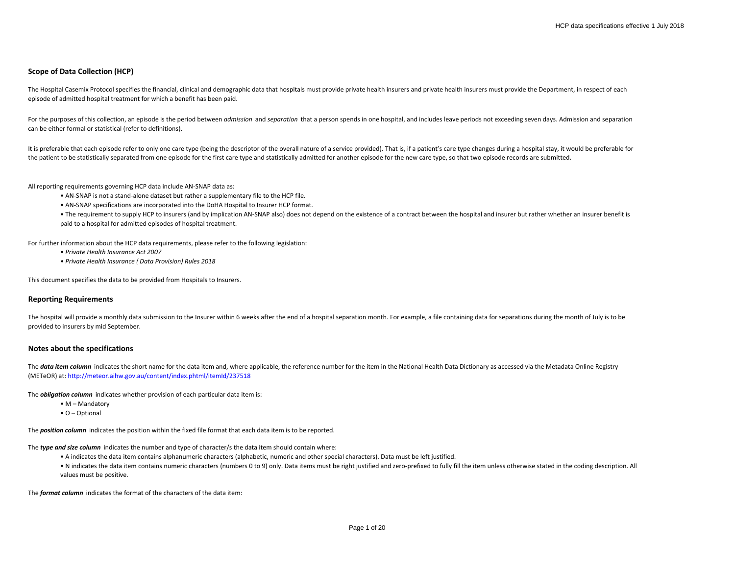## Scope of Data Collection (HCP)

The Hospital Casemix Protocol specifies the financial, clinical and demographic data that hospitals must provide private health insurers and private health insurers must provide the Department, in respect of each episode of admitted hospital treatment for which a benefit has been paid.

For the purposes of this collection, an episode is the period between *admission* and *separation* that a person spends in one hospital, and includes leave periods not exceeding seven days. Admission and separation can be either formal or statistical (refer to definitions).

It is preferable that each episode refer to only one care type (being the descriptor of the overall nature of a service provided). That is, if a patient's care type changes during a hospital stay, it would be preferable for the patient to be statistically separated from one episode for the first care type and statistically admitted for another episode for the new care type, so that two episode records are submitted.

All reporting requirements governing HCP data include AN-SNAP data as:

- AN-SNAP is not a stand-alone dataset but rather a supplementary file to the HCP file.
- AN-SNAP specifications are incorporated into the DoHA Hospital to Insurer HCP format.
- The requirement to supply HCP to insurers (and by implication AN-SNAP also) does not depend on the existence of a contract between the hospital and insurer but rather whether an insurer benefit is paid to a hospital for admitted episodes of hospital treatment.

For further information about the HCP data requirements, please refer to the following legislation:

- *Private Health Insurance Act 2007*
- *Private Health Insurance ( Data Provision) Rules 2018*

This document specifies the data to be provided from Hospitals to Insurers.

## Reporting Requirements

The hospital will provide a monthly data submission to the Insurer within 6 weeks after the end of a hospital separation month. For example, a file containing data for separations during the month of July is to be provided to insurers by mid September.

## Notes about the specifications

The ***data item column*** indicates the short name for the data item and, where applicable, the reference number for the item in the National Health Data Dictionary as accessed via the Metadata Online Registry (METeOR) at: http://meteor.aihw.gov.au/content/index.phtml/itemId/237518

The ***obligation column*** indicates whether provision of each particular data item is:

- M – Mandatory
- O – Optional

The ***position column*** indicates the position within the fixed file format that each data item is to be reported.

The ***type and size column*** indicates the number and type of character/s the data item should contain where:

- A indicates the data item contains alphanumeric characters (alphabetic, numeric and other special characters). Data must be left justified.
- N indicates the data item contains numeric characters (numbers 0 to 9) only. Data items must be right justified and zero-prefixed to fully fill the item unless otherwise stated in the coding description. All values must be positive.

The ***format column*** indicates the format of the characters of the data item: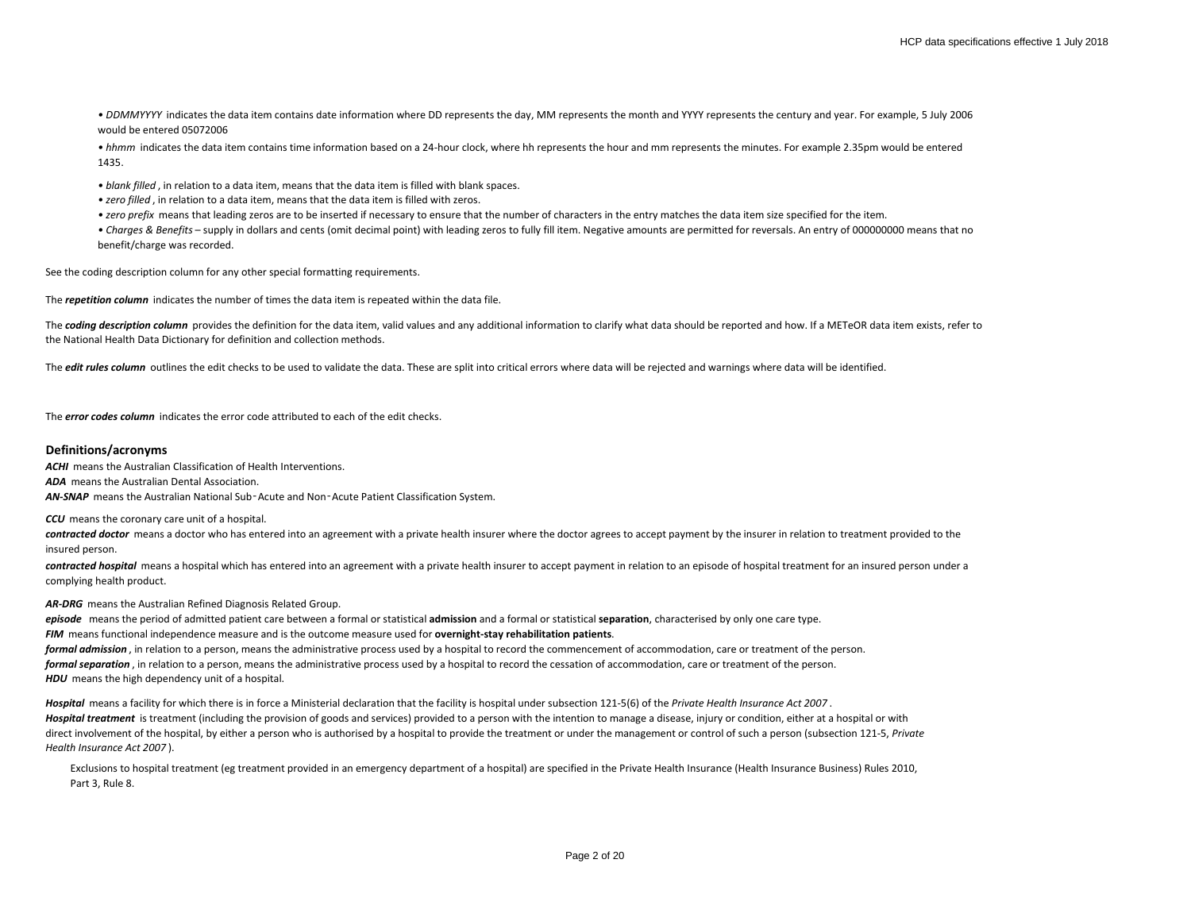• *DDMMYYYY* indicates the data item contains date information where DD represents the day, MM represents the month and YYYY represents the century and year. For example, 5 July 2006 would be entered 05072006

• *hhmm* indicates the data item contains time information based on a 24-hour clock, where hh represents the hour and mm represents the minutes. For example 2.35pm would be entered 1435.

• *blank filled* , in relation to a data item, means that the data item is filled with blank spaces.

• *zero filled* , in relation to a data item, means that the data item is filled with zeros.

• *zero prefix* means that leading zeros are to be inserted if necessary to ensure that the number of characters in the entry matches the data item size specified for the item.

• *Charges & Benefits* – supply in dollars and cents (omit decimal point) with leading zeros to fully fill item. Negative amounts are permitted for reversals. An entry of 000000000 means that no benefit/charge was recorded.

See the coding description column for any other special formatting requirements.

The ***repetition column*** indicates the number of times the data item is repeated within the data file.

The ***coding description column*** provides the definition for the data item, valid values and any additional information to clarify what data should be reported and how. If a METeOR data item exists, refer to the National Health Data Dictionary for definition and collection methods.

The ***edit rules column*** outlines the edit checks to be used to validate the data. These are split into critical errors where data will be rejected and warnings where data will be identified.

The ***error codes column*** indicates the error code attributed to each of the edit checks.

### Definitions/acronyms

***ACHI*** means the Australian Classification of Health Interventions.

***ADA*** means the Australian Dental Association.

***AN-SNAP*** means the Australian National Sub‑Acute and Non‑Acute Patient Classification System.

***CCU*** means the coronary care unit of a hospital.

***contracted doctor*** means a doctor who has entered into an agreement with a private health insurer where the doctor agrees to accept payment by the insurer in relation to treatment provided to the insured person.

***contracted hospital*** means a hospital which has entered into an agreement with a private health insurer to accept payment in relation to an episode of hospital treatment for an insured person under a complying health product.

***AR-DRG*** means the Australian Refined Diagnosis Related Group.

***episode*** means the period of admitted patient care between a formal or statistical **admission** and a formal or statistical **separation**, characterised by only one care type.

***FIM*** means functional independence measure and is the outcome measure used for **overnight-stay rehabilitation patients**.

***formal admission*** , in relation to a person, means the administrative process used by a hospital to record the commencement of accommodation, care or treatment of the person.

***formal separation*** , in relation to a person, means the administrative process used by a hospital to record the cessation of accommodation, care or treatment of the person.

***HDU*** means the high dependency unit of a hospital.

***Hospital*** means a facility for which there is in force a Ministerial declaration that the facility is hospital under subsection 121-5(6) of the *Private Health Insurance Act 2007* .

***Hospital treatment*** is treatment (including the provision of goods and services) provided to a person with the intention to manage a disease, injury or condition, either at a hospital or with direct involvement of the hospital, by either a person who is authorised by a hospital to provide the treatment or under the management or control of such a person (subsection 121-5, *Private Health Insurance Act 2007* ).

Exclusions to hospital treatment (eg treatment provided in an emergency department of a hospital) are specified in the Private Health Insurance (Health Insurance Business) Rules 2010, Part 3, Rule 8.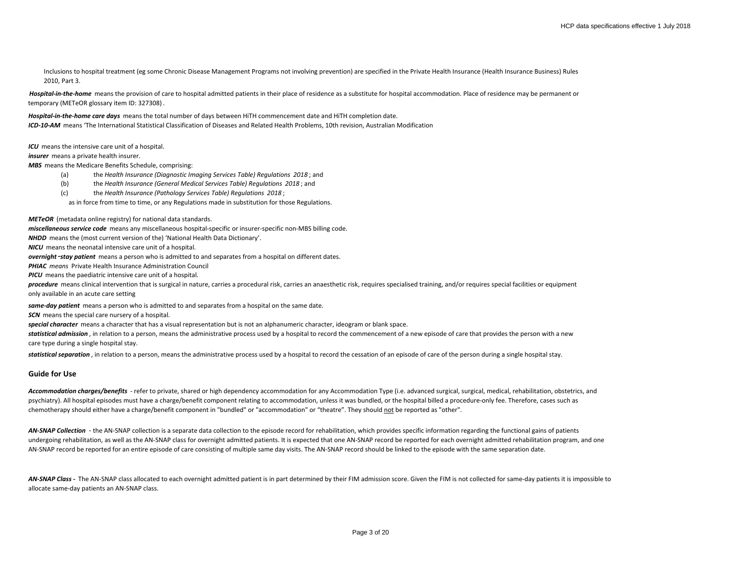Inclusions to hospital treatment (eg some Chronic Disease Management Programs not involving prevention) are specified in the Private Health Insurance (Health Insurance Business) Rules 2010, Part 3.

***Hospital-in-the-home*** means the provision of care to hospital admitted patients in their place of residence as a substitute for hospital accommodation. Place of residence may be permanent or temporary (METeOR glossary item ID: 327308) .

***Hospital-in-the-home care days*** means the total number of days between HiTH commencement date and HiTH completion date.

***ICD-10-AM*** means 'The International Statistical Classification of Diseases and Related Health Problems, 10th revision, Australian Modification

***ICU*** means the intensive care unit of a hospital.

***insurer*** means a private health insurer.

***MBS*** means the Medicare Benefits Schedule, comprising:

(a) the *Health Insurance (Diagnostic Imaging Services Table) Regulations 2018* ; and

(b) the *Health Insurance (General Medical Services Table) Regulations 2018* ; and

(c) the *Health Insurance (Pathology Services Table) Regulations 2018* ;

as in force from time to time, or any Regulations made in substitution for those Regulations.

***METeOR*** (metadata online registry) for national data standards.

***miscellaneous service code*** means any miscellaneous hospital-specific or insurer-specific non-MBS billing code.

***NHDD*** means the (most current version of the) 'National Health Data Dictionary'.

***NICU*** means the neonatal intensive care unit of a hospital.

***overnight-stay patient*** means a person who is admitted to and separates from a hospital on different dates.

***PHIAC*** *means* Private Health Insurance Administration Council

***PICU*** means the paediatric intensive care unit of a hospital.

***procedure*** means clinical intervention that is surgical in nature, carries a procedural risk, carries an anaesthetic risk, requires specialised training, and/or requires special facilities or equipment only available in an acute care setting

***same-day patient*** means a person who is admitted to and separates from a hospital on the same date.

***SCN*** means the special care nursery of a hospital.

***special character*** means a character that has a visual representation but is not an alphanumeric character, ideogram or blank space.

***statistical admission*** , in relation to a person, means the administrative process used by a hospital to record the commencement of a new episode of care that provides the person with a new care type during a single hospital stay.

***statistical separation*** , in relation to a person, means the administrative process used by a hospital to record the cessation of an episode of care of the person during a single hospital stay.

## Guide for Use

***Accommodation charges/benefits*** - refer to private, shared or high dependency accommodation for any Accommodation Type (i.e. advanced surgical, surgical, medical, rehabilitation, obstetrics, and psychiatry). All hospital episodes must have a charge/benefit component relating to accommodation, unless it was bundled, or the hospital billed a procedure-only fee. Therefore, cases such as chemotherapy should either have a charge/benefit component in "bundled" or "accommodation" or "theatre". They should not be reported as "other".

***AN-SNAP Collection*** - the AN-SNAP collection is a separate data collection to the episode record for rehabilitation, which provides specific information regarding the functional gains of patients undergoing rehabilitation, as well as the AN-SNAP class for overnight admitted patients. It is expected that one AN-SNAP record be reported for each overnight admitted rehabilitation program, and one AN-SNAP record be reported for an entire episode of care consisting of multiple same day visits. The AN-SNAP record should be linked to the episode with the same separation date.

***AN-SNAP Class -*** The AN-SNAP class allocated to each overnight admitted patient is in part determined by their FIM admission score. Given the FIM is not collected for same-day patients it is impossible to allocate same-day patients an AN-SNAP class.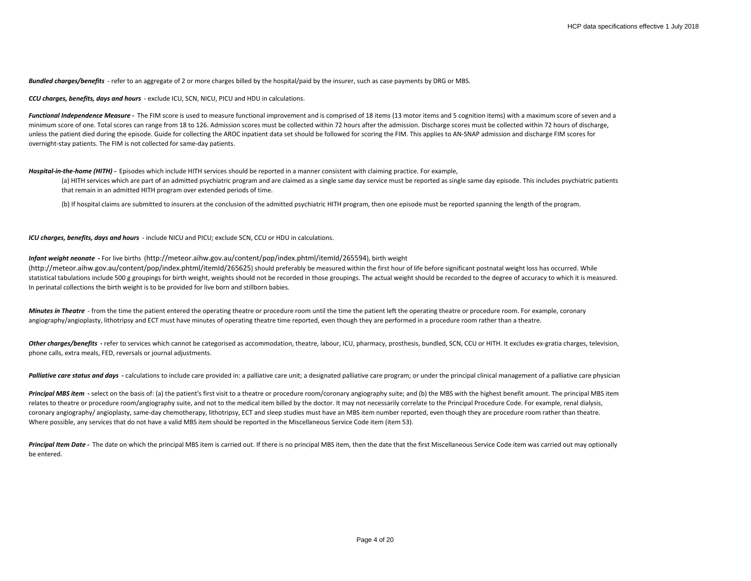***Bundled charges/benefits*** - refer to an aggregate of 2 or more charges billed by the hospital/paid by the insurer, such as case payments by DRG or MBS.

***CCU charges, benefits, days and hours*** - exclude ICU, SCN, NICU, PICU and HDU in calculations.

***Functional Independence Measure -*** The FIM score is used to measure functional improvement and is comprised of 18 items (13 motor items and 5 cognition items) with a maximum score of seven and a minimum score of one. Total scores can range from 18 to 126. Admission scores must be collected within 72 hours after the admission. Discharge scores must be collected within 72 hours of discharge, unless the patient died during the episode. Guide for collecting the AROC inpatient data set should be followed for scoring the FIM. This applies to AN-SNAP admission and discharge FIM scores for overnight-stay patients. The FIM is not collected for same-day patients.

***Hospital-in-the-home (HITH) -*** Episodes which include HITH services should be reported in a manner consistent with claiming practice. For example,

(a) HITH services which are part of an admitted psychiatric program and are claimed as a single same day service must be reported as single same day episode. This includes psychiatric patients that remain in an admitted HITH program over extended periods of time.

(b) If hospital claims are submitted to insurers at the conclusion of the admitted psychiatric HITH program, then one episode must be reported spanning the length of the program.

***ICU charges, benefits, days and hours*** - include NICU and PICU; exclude SCN, CCU or HDU in calculations.

***Infant weight neonate -*** For live births (http://meteor.aihw.gov.au/content/pop/index.phtml/itemId/265594), birth weight (http://meteor.aihw.gov.au/content/pop/index.phtml/itemId/265625) should preferably be measured within the first hour of life before significant postnatal weight loss has occurred. While statistical tabulations include 500 g groupings for birth weight, weights should not be recorded in those groupings. The actual weight should be recorded to the degree of accuracy to which it is measured. In perinatal collections the birth weight is to be provided for live born and stillborn babies.

***Minutes in Theatre*** - from the time the patient entered the operating theatre or procedure room until the time the patient left the operating theatre or procedure room. For example, coronary angiography/angioplasty, lithotripsy and ECT must have minutes of operating theatre time reported, even though they are performed in a procedure room rather than a theatre.

***Other charges/benefits -*** refer to services which cannot be categorised as accommodation, theatre, labour, ICU, pharmacy, prosthesis, bundled, SCN, CCU or HITH. It excludes ex-gratia charges, television, phone calls, extra meals, FED, reversals or journal adjustments.

***Palliative care status and days -*** calculations to include care provided in: a palliative care unit; a designated palliative care program; or under the principal clinical management of a palliative care physician

***Principal MBS item -*** select on the basis of: (a) the patient's first visit to a theatre or procedure room/coronary angiography suite; and (b) the MBS with the highest benefit amount. The principal MBS item relates to theatre or procedure room/angiography suite, and not to the medical item billed by the doctor. It may not necessarily correlate to the Principal Procedure Code. For example, renal dialysis, coronary angiography/ angioplasty, same-day chemotherapy, lithotripsy, ECT and sleep studies must have an MBS item number reported, even though they are procedure room rather than theatre. Where possible, any services that do not have a valid MBS item should be reported in the Miscellaneous Service Code item (item 53).

***Principal Item Date -*** The date on which the principal MBS item is carried out. If there is no principal MBS item, then the date that the first Miscellaneous Service Code item was carried out may optionally be entered.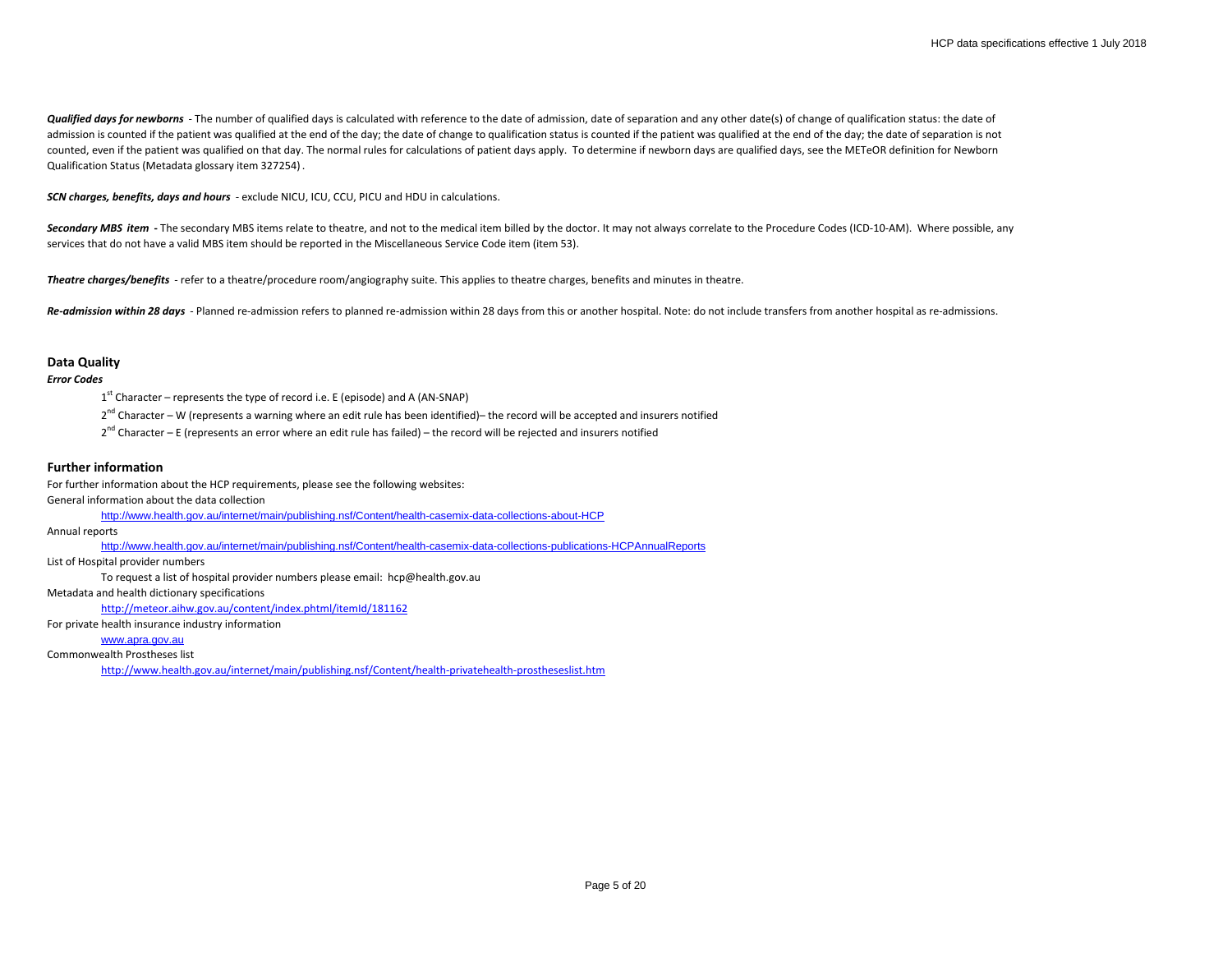***Qualified days for newborns*** - The number of qualified days is calculated with reference to the date of admission, date of separation and any other date(s) of change of qualification status: the date of admission is counted if the patient was qualified at the end of the day; the date of change to qualification status is counted if the patient was qualified at the end of the day; the date of separation is not counted, even if the patient was qualified on that day. The normal rules for calculations of patient days apply. To determine if newborn days are qualified days, see the METeOR definition for Newborn Qualification Status (Metadata glossary item 327254).

***SCN charges, benefits, days and hours*** - exclude NICU, ICU, CCU, PICU and HDU in calculations.

***Secondary MBS item*** **-** The secondary MBS items relate to theatre, and not to the medical item billed by the doctor. It may not always correlate to the Procedure Codes (ICD-10-AM). Where possible, any services that do not have a valid MBS item should be reported in the Miscellaneous Service Code item (item 53).

***Theatre charges/benefits*** - refer to a theatre/procedure room/angiography suite. This applies to theatre charges, benefits and minutes in theatre.

***Re-admission within 28 days*** - Planned re-admission refers to planned re-admission within 28 days from this or another hospital. Note: do not include transfers from another hospital as re-admissions.

## Data Quality

***Error Codes***

1st Character – represents the type of record i.e. E (episode) and A (AN-SNAP)

2nd Character – W (represents a warning where an edit rule has been identified)– the record will be accepted and insurers notified

2nd Character – E (represents an error where an edit rule has failed) – the record will be rejected and insurers notified

## Further information

For further information about the HCP requirements, please see the following websites:

General information about the data collection

http://www.health.gov.au/internet/main/publishing.nsf/Content/health-casemix-data-collections-about-HCP

Annual reports

http://www.health.gov.au/internet/main/publishing.nsf/Content/health-casemix-data-collections-publications-HCPAnnualReports

List of Hospital provider numbers

To request a list of hospital provider numbers please email: hcp@health.gov.au

Metadata and health dictionary specifications

http://meteor.aihw.gov.au/content/index.phtml/itemId/181162

For private health insurance industry information

www.apra.gov.au

Commonwealth Prostheses list

http://www.health.gov.au/internet/main/publishing.nsf/Content/health-privatehealth-prostheseslist.htm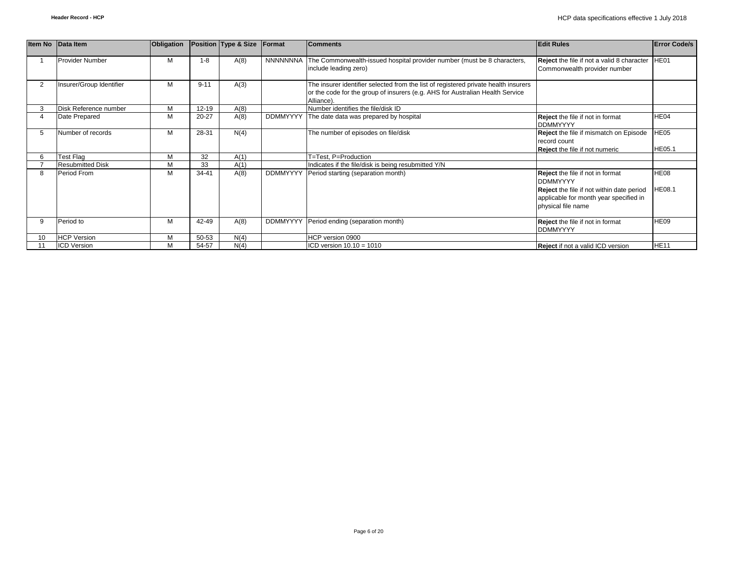| Item No | Data Item | Obligation | Position | Type & Size | Format | Comments | Edit Rules | Error Code/s |
|---|---|---|---|---|---|---|---|---|
| 1 | Provider Number | M | 1-8 | A(8) | NNNNNNNA | The Commonwealth-issued hospital provider number (must be 8 characters, include leading zero) | **Reject** the file if not a valid 8 character Commonwealth provider number | HE01 |
| 2 | Insurer/Group Identifier | M | 9-11 | A(3) | | The insurer identifier selected from the list of registered private health insurers or the code for the group of insurers (e.g. AHS for Australian Health Service Alliance). | | |
| 3 | Disk Reference number | M | 12-19 | A(8) | | Number identifies the file/disk ID | | |
| 4 | Date Prepared | M | 20-27 | A(8) | DDMMYYYY | The date data was prepared by hospital | **Reject** the file if not in format DDMMYYYY | HE04 |
| 5 | Number of records | M | 28-31 | N(4) | | The number of episodes on file/disk | **Reject** the file if mismatch on Episode record count<br>**Reject** the file if not numeric | HE05<br>HE05.1 |
| 6 | Test Flag | M | 32 | A(1) | | T=Test, P=Production | | |
| 7 | Resubmitted Disk | M | 33 | A(1) | | Indicates if the file/disk is being resubmitted Y/N | | |
| 8 | Period From | M | 34-41 | A(8) | DDMMYYYY | Period starting (separation month) | **Reject** the file if not in format DDMMYYYY<br>**Reject** the file if not within date period applicable for month year specified in physical file name | HE08<br>HE08.1 |
| 9 | Period to | M | 42-49 | A(8) | DDMMYYYY | Period ending (separation month) | **Reject** the file if not in format DDMMYYYY | HE09 |
| 10 | HCP Version | M | 50-53 | N(4) | | HCP version 0900 | | |
| 11 | ICD Version | M | 54-57 | N(4) | | ICD version 10.10 = 1010 | **Reject** if not a valid ICD version | HE11 |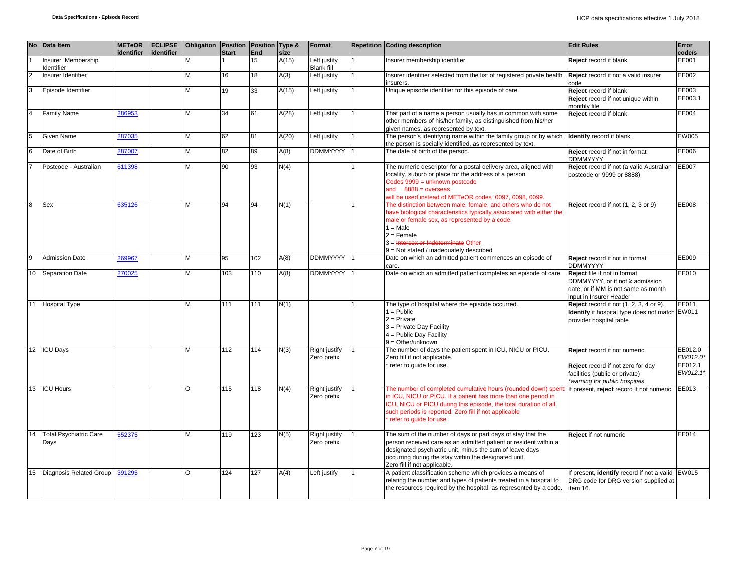| No | Data Item | METeOR identifier | ECLIPSE identifier | Obligation | Position Start | Position End | Type & size | Format | Repetition | Coding description | Edit Rules | Error code/s |
|---|---|---|---|---|---|---|---|---|---|---|---|---|
| 1 | Insurer Membership Identifier | | | M | 1 | 15 | A(15) | Left justify Blank fill | 1 | Insurer membership identifier. | **Reject** record if blank | EE001 |
| 2 | Insurer Identifier | | | M | 16 | 18 | A(3) | Left justify | 1 | Insurer identifier selected from the list of registered private health insurers. | **Reject** record if not a valid insurer code | EE002 |
| 3 | Episode Identifier | | | M | 19 | 33 | A(15) | Left justify | 1 | Unique episode identifier for this episode of care. | **Reject** record if blank<br>**Reject** record if not unique within monthly file | EE003<br>EE003.1 |
| 4 | Family Name | 286953 | | M | 34 | 61 | A(28) | Left justify | 1 | That part of a name a person usually has in common with some other members of his/her family, as distinguished from his/her given names, as represented by text. | **Reject** record if blank | EE004 |
| 5 | Given Name | 287035 | | M | 62 | 81 | A(20) | Left justify | 1 | The person's identifying name within the family group or by which the person is socially identified, as represented by text. | **Identify** record if blank | EW005 |
| 6 | Date of Birth | 287007 | | M | 82 | 89 | A(8) | DDMMYYYY | 1 | The date of birth of the person. | **Reject** record if not in format DDMMYYYY | EE006 |
| 7 | Postcode - Australian | 611398 | | M | 90 | 93 | N(4) | | 1 | The numeric descriptor for a postal delivery area, aligned with locality, suburb or place for the address of a person.<br>Codes 9999 = unknown postcode<br>and 8888 = overseas<br>will be used instead of METeOR codes 0097, 0098, 0099. | **Reject** record if not (a valid Australian postcode or 9999 or 8888) | EE007 |
| 8 | Sex | 635126 | | M | 94 | 94 | N(1) | | 1 | The distinction between male, female, and others who do not have biological characteristics typically associated with either the male or female sex, as represented by a code.<br>1 = Male<br>2 = Female<br>3 = ~~Intersex or Indeterminate~~ Other<br>9 = Not stated / inadequately described | **Reject** record if not (1, 2, 3 or 9) | EE008 |
| 9 | Admission Date | 269967 | | M | 95 | 102 | A(8) | DDMMYYYY | 1 | Date on which an admitted patient commences an episode of care. | **Reject** record if not in format DDMMYYYY | EE009 |
| 10 | Separation Date | 270025 | | M | 103 | 110 | A(8) | DDMMYYYY | 1 | Date on which an admitted patient completes an episode of care. | **Reject** file if not in format DDMMYYYY, or if not ≥ admission date, or if MM is not same as month input in Insurer Header | EE010 |
| 11 | Hospital Type | | | M | 111 | 111 | N(1) | | 1 | The type of hospital where the episode occurred.<br>1 = Public<br>2 = Private<br>3 = Private Day Facility<br>4 = Public Day Facility<br>9 = Other/unknown | **Reject** record if not (1, 2, 3, 4 or 9).<br>**Identify** if hospital type does not match provider hospital table | EE011<br>EW011 |
| 12 | ICU Days | | | M | 112 | 114 | N(3) | Right justify Zero prefix | 1 | The number of days the patient spent in ICU, NICU or PICU.<br>Zero fill if not applicable.<br>* refer to guide for use. | **Reject** record if not numeric.<br><br>**Reject** record if not zero for day facilities (public or private)<br>*\*warning for public hospitals* | EE012.0<br>*EW012.0\**<br>EE012.1<br>*EW012.1\** |
| 13 | ICU Hours | | | O | 115 | 118 | N(4) | Right justify Zero prefix | 1 | The number of completed cumulative hours (rounded down) spent in ICU, NICU or PICU. If a patient has more than one period in ICU, NICU or PICU during this episode, the total duration of all such periods is reported. Zero fill if not applicable<br>* refer to guide for use. | If present, **reject** record if not numeric | EE013 |
| 14 | Total Psychiatric Care Days | 552375 | | M | 119 | 123 | N(5) | Right justify Zero prefix | 1 | The sum of the number of days or part days of stay that the person received care as an admitted patient or resident within a designated psychiatric unit, minus the sum of leave days occurring during the stay within the designated unit.<br>Zero fill if not applicable. | **Reject** if not numeric | EE014 |
| 15 | Diagnosis Related Group | 391295 | | O | 124 | 127 | A(4) | Left justify | 1 | A patient classification scheme which provides a means of relating the number and types of patients treated in a hospital to the resources required by the hospital, as represented by a code. | If present, **identify** record if not a valid DRG code for DRG version supplied at item 16. | EW015 |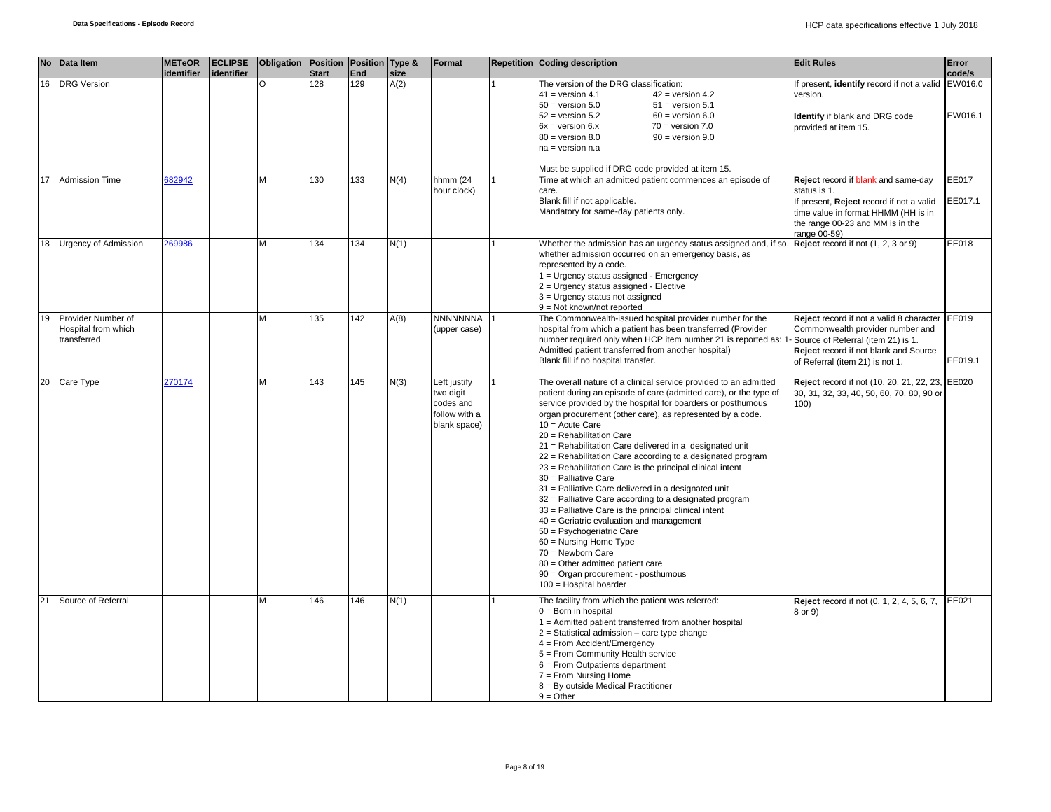| No | Data Item | METeOR identifier | ECLIPSE identifier | Obligation | Position Start | Position End | Type & size | Format | Repetition | Coding description | Edit Rules | Error code/s |
|---|---|---|---|---|---|---|---|---|---|---|---|---|
| 16 | DRG Version | | | O | 128 | 129 | A(2) | | 1 | The version of the DRG classification:<br>41 = version 4.1 42 = version 4.2<br>50 = version 5.0 51 = version 5.1<br>52 = version 5.2 60 = version 6.0<br>6x = version 6.x 70 = version 7.0<br>80 = version 8.0 90 = version 9.0<br>na = version n.a<br><br>Must be supplied if DRG code provided at item 15. | If present, **identify** record if not a valid version.<br><br>**Identify** if blank and DRG code provided at item 15. | EW016.0<br><br>EW016.1 |
| 17 | Admission Time | 682942 | | M | 130 | 133 | N(4) | hhmm (24 hour clock) | 1 | Time at which an admitted patient commences an episode of care.<br>Blank fill if not applicable.<br>Mandatory for same-day patients only. | **Reject** record if blank and same-day status is 1.<br>If present, **Reject** record if not a valid time value in format HHMM (HH is in the range 00-23 and MM is in the range 00-59) | EE017<br><br>EE017.1 |
| 18 | Urgency of Admission | 269986 | | M | 134 | 134 | N(1) | | 1 | Whether the admission has an urgency status assigned and, if so, whether admission occurred on an emergency basis, as represented by a code.<br>1 = Urgency status assigned - Emergency<br>2 = Urgency status assigned - Elective<br>3 = Urgency status not assigned<br>9 = Not known/not reported | **Reject** record if not (1, 2, 3 or 9) | EE018 |
| 19 | Provider Number of Hospital from which transferred | | | M | 135 | 142 | A(8) | NNNNNNNA (upper case) | 1 | The Commonwealth-issued hospital provider number for the hospital from which a patient has been transferred (Provider number required only when HCP item number 21 is reported as: 1-Admitted patient transferred from another hospital)<br>Blank fill if no hospital transfer. | **Reject** record if not a valid 8 character Commonwealth provider number and Source of Referral (item 21) is 1.<br>**Reject** record if not blank and Source of Referral (item 21) is not 1. | EE019<br><br>EE019.1 |
| 20 | Care Type | 270174 | | M | 143 | 145 | N(3) | Left justify two digit codes and follow with a blank space) | 1 | The overall nature of a clinical service provided to an admitted patient during an episode of care (admitted care), or the type of service provided by the hospital for boarders or posthumous organ procurement (other care), as represented by a code.<br>10 = Acute Care<br>20 = Rehabilitation Care<br>21 = Rehabilitation Care delivered in a designated unit<br>22 = Rehabilitation Care according to a designated program<br>23 = Rehabilitation Care is the principal clinical intent<br>30 = Palliative Care<br>31 = Palliative Care delivered in a designated unit<br>32 = Palliative Care according to a designated program<br>33 = Palliative Care is the principal clinical intent<br>40 = Geriatric evaluation and management<br>50 = Psychogeriatric Care<br>60 = Nursing Home Type<br>70 = Newborn Care<br>80 = Other admitted patient care<br>90 = Organ procurement - posthumous<br>100 = Hospital boarder | **Reject** record if not (10, 20, 21, 22, 23, 30, 31, 32, 33, 40, 50, 60, 70, 80, 90 or 100) | EE020 |
| 21 | Source of Referral | | | M | 146 | 146 | N(1) | | 1 | The facility from which the patient was referred:<br>0 = Born in hospital<br>1 = Admitted patient transferred from another hospital<br>2 = Statistical admission – care type change<br>4 = From Accident/Emergency<br>5 = From Community Health service<br>6 = From Outpatients department<br>7 = From Nursing Home<br>8 = By outside Medical Practitioner<br>9 = Other | **Reject** record if not (0, 1, 2, 4, 5, 6, 7, 8 or 9) | EE021 |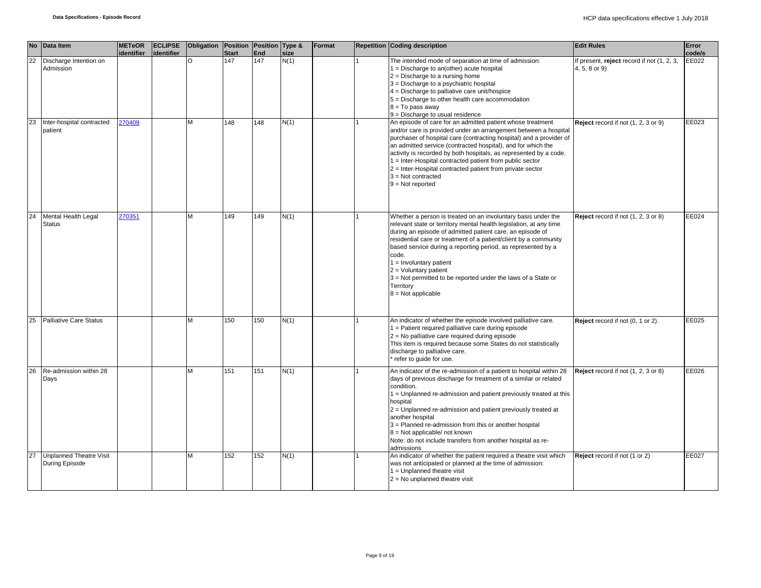| No | Data Item | METeOR identifier | ECLIPSE identifier | Obligation | Position Start | Position End | Type & size | Format | Repetition | Coding description | Edit Rules | Error code/s |
|---|---|---|---|---|---|---|---|---|---|---|---|---|
| 22 | Discharge Intention on Admission | | | O | 147 | 147 | N(1) | | 1 | The intended mode of separation at time of admission:<br>1 = Discharge to an(other) acute hospital<br>2 = Discharge to a nursing home<br>3 = Discharge to a psychiatric hospital<br>4 = Discharge to palliative care unit/hospice<br>5 = Discharge to other health care accommodation<br>8 = To pass away<br>9 = Discharge to usual residence | If present, **reject** record if not (1, 2, 3, 4, 5, 8 or 9) | EE022 |
| 23 | Inter-hospital contracted patient | 270409 | | M | 148 | 148 | N(1) | | 1 | An episode of care for an admitted patient whose treatment and/or care is provided under an arrangement between a hospital purchaser of hospital care (contracting hospital) and a provider of an admitted service (contracted hospital), and for which the activity is recorded by both hospitals, as represented by a code.<br>1 = Inter-Hospital contracted patient from public sector<br>2 = Inter-Hospital contracted patient from private sector<br>3 = Not contracted<br>9 = Not reported | **Reject** record if not (1, 2, 3 or 9) | EE023 |
| 24 | Mental Health Legal Status | 270351 | | M | 149 | 149 | N(1) | | 1 | Whether a person is treated on an involuntary basis under the relevant state or territory mental health legislation, at any time during an episode of admitted patient care, an episode of residential care or treatment of a patient/client by a community based service during a reporting period, as represented by a code.<br>1 = Involuntary patient<br>2 = Voluntary patient<br>3 = Not permitted to be reported under the laws of a State or Territory<br>8 = Not applicable | **Reject** record if not (1, 2, 3 or 8) | EE024 |
| 25 | Palliative Care Status | | | M | 150 | 150 | N(1) | | 1 | An indicator of whether the episode involved palliative care.<br>1 = Patient required palliative care during episode<br>2 = No palliative care required during episode<br>This item is required because some States do not statistically discharge to palliative care.<br>* refer to guide for use. | **Reject** record if not (0, 1 or 2). | EE025 |
| 26 | Re-admission within 28 Days | | | M | 151 | 151 | N(1) | | 1 | An indicator of the re-admission of a patient to hospital within 28 days of previous discharge for treatment of a similar or related condition.<br>1 = Unplanned re-admission and patient previously treated at this hospital<br>2 = Unplanned re-admission and patient previously treated at another hospital<br>3 = Planned re-admission from this or another hospital<br>8 = Not applicable/ not known<br>Note: do not include transfers from another hospital as re-admissions | **Reject** record if not (1, 2, 3 or 8) | EE026 |
| 27 | Unplanned Theatre Visit During Episode | | | M | 152 | 152 | N(1) | | 1 | An indicator of whether the patient required a theatre visit which was not anticipated or planned at the time of admission:<br>1 = Unplanned theatre visit<br>2 = No unplanned theatre visit | **Reject** record if not (1 or 2) | EE027 |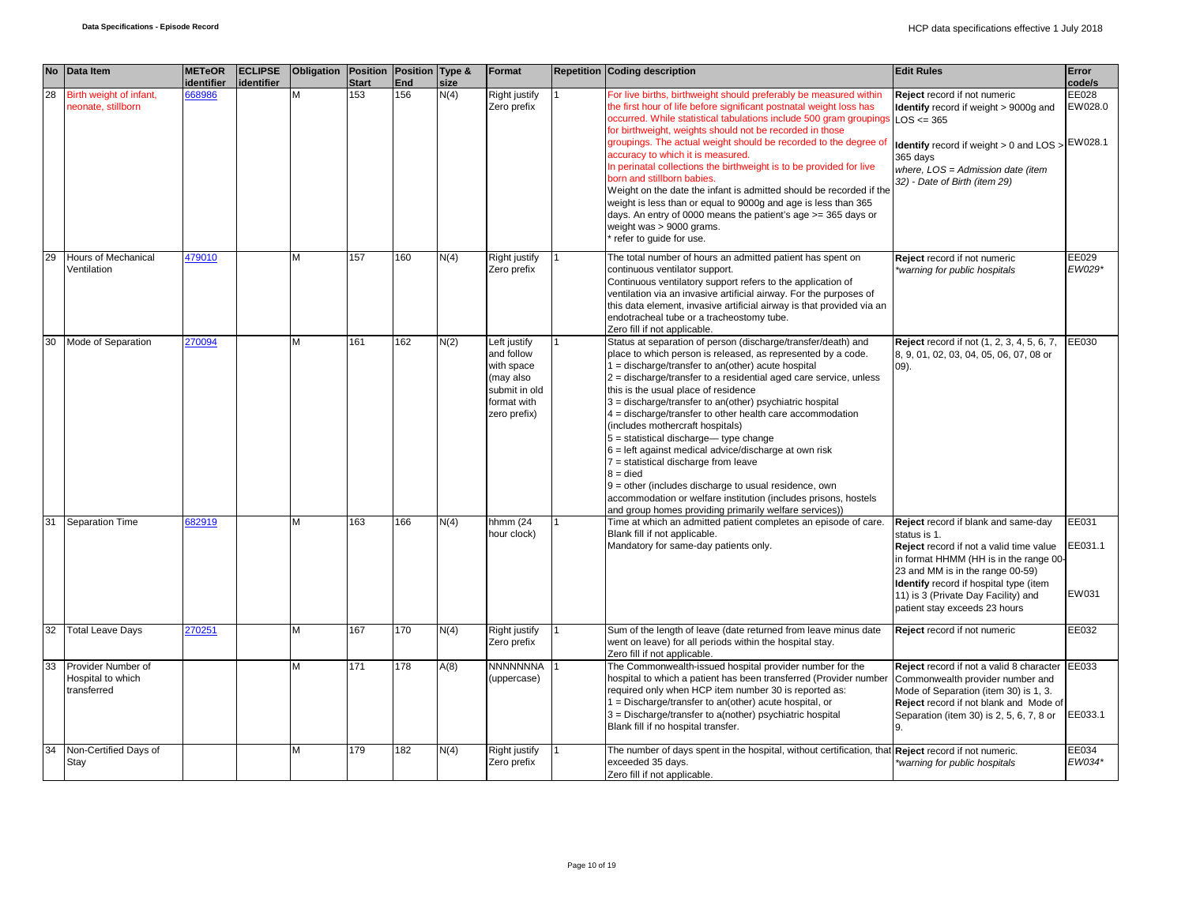| No | Data Item | METeOR identifier | ECLIPSE identifier | Obligation | Position Start | Position End | Type & size | Format | Repetition | Coding description | Edit Rules | Error code/s |
|---|---|---|---|---|---|---|---|---|---|---|---|---|
| 28 | Birth weight of infant, neonate, stillborn | 668986 | | M | 153 | 156 | N(4) | Right justify Zero prefix | 1 | For live births, birthweight should preferably be measured within the first hour of life before significant postnatal weight loss has occurred. While statistical tabulations include 500 gram groupings for birthweight, weights should not be recorded in those groupings. The actual weight should be recorded to the degree of accuracy to which it is measured.<br>In perinatal collections the birthweight is to be provided for live born and stillborn babies.<br>Weight on the date the infant is admitted should be recorded if the weight is less than or equal to 9000g and age is less than 365 days. An entry of 0000 means the patient's age >= 365 days or weight was > 9000 grams.<br>* refer to guide for use. | **Reject** record if not numeric<br>**Identify** record if weight > 9000g and LOS <= 365<br>**Identify** record if weight > 0 and LOS > 365 days<br>*where, LOS = Admission date (item 32) - Date of Birth (item 29)* | EE028<br>EW028.0<br>EW028.1 |
| 29 | Hours of Mechanical Ventilation | 479010 | | M | 157 | 160 | N(4) | Right justify Zero prefix | 1 | The total number of hours an admitted patient has spent on continuous ventilator support.<br>Continuous ventilatory support refers to the application of ventilation via an invasive artificial airway. For the purposes of this data element, invasive artificial airway is that provided via an endotracheal tube or a tracheostomy tube.<br>Zero fill if not applicable. | **Reject** record if not numeric<br>*\*warning for public hospitals* | EE029<br>*EW029\** |
| 30 | Mode of Separation | 270094 | | M | 161 | 162 | N(2) | Left justify and follow with space (may also submit in old format with zero prefix) | 1 | Status at separation of person (discharge/transfer/death) and place to which person is released, as represented by a code.<br>1 = discharge/transfer to an(other) acute hospital<br>2 = discharge/transfer to a residential aged care service, unless this is the usual place of residence<br>3 = discharge/transfer to an(other) psychiatric hospital<br>4 = discharge/transfer to other health care accommodation (includes mothercraft hospitals)<br>5 = statistical discharge— type change<br>6 = left against medical advice/discharge at own risk<br>7 = statistical discharge from leave<br>8 = died<br>9 = other (includes discharge to usual residence, own accommodation or welfare institution (includes prisons, hostels and group homes providing primarily welfare services)) | **Reject** record if not (1, 2, 3, 4, 5, 6, 7, 8, 9, 01, 02, 03, 04, 05, 06, 07, 08 or 09). | EE030 |
| 31 | Separation Time | 682919 | | M | 163 | 166 | N(4) | hhmm (24 hour clock) | 1 | Time at which an admitted patient completes an episode of care.<br>Blank fill if not applicable.<br>Mandatory for same-day patients only. | **Reject** record if blank and same-day status is 1.<br>**Reject** record if not a valid time value in format HHMM (HH is in the range 00-23 and MM is in the range 00-59)<br>**Identify** record if hospital type (item 11) is 3 (Private Day Facility) and patient stay exceeds 23 hours | EE031<br>EE031.1<br>EW031 |
| 32 | Total Leave Days | 270251 | | M | 167 | 170 | N(4) | Right justify Zero prefix | 1 | Sum of the length of leave (date returned from leave minus date went on leave) for all periods within the hospital stay.<br>Zero fill if not applicable. | **Reject** record if not numeric | EE032 |
| 33 | Provider Number of Hospital to which transferred | | | M | 171 | 178 | A(8) | NNNNNNNA (uppercase) | 1 | The Commonwealth-issued hospital provider number for the hospital to which a patient has been transferred (Provider number required only when HCP item number 30 is reported as:<br>1 = Discharge/transfer to an(other) acute hospital, or<br>3 = Discharge/transfer to a(nother) psychiatric hospital<br>Blank fill if no hospital transfer. | **Reject** record if not a valid 8 character Commonwealth provider number and Mode of Separation (item 30) is 1, 3.<br>**Reject** record if not blank and Mode of Separation (item 30) is 2, 5, 6, 7, 8 or 9. | EE033<br>EE033.1 |
| 34 | Non-Certified Days of Stay | | | M | 179 | 182 | N(4) | Right justify Zero prefix | 1 | The number of days spent in the hospital, without certification, that exceeded 35 days.<br>Zero fill if not applicable. | **Reject** record if not numeric.<br>*\*warning for public hospitals* | EE034<br>*EW034\** |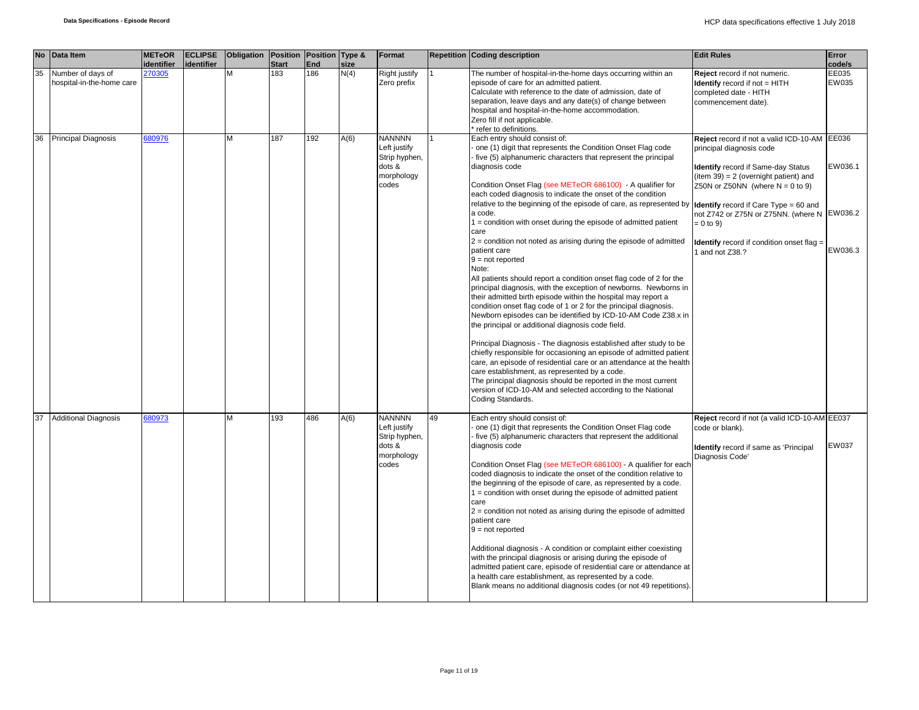| No | Data Item | METeOR identifier | ECLIPSE identifier | Obligation | Position Start | Position End | Type & size | Format | Repetition | Coding description | Edit Rules | Error code/s |
|---|---|---|---|---|---|---|---|---|---|---|---|---|
| 35 | Number of days of hospital-in-the-home care | 270305 | | M | 183 | 186 | N(4) | Right justify Zero prefix | 1 | The number of hospital-in-the-home days occurring within an episode of care for an admitted patient.<br>Calculate with reference to the date of admission, date of separation, leave days and any date(s) of change between hospital and hospital-in-the-home accommodation.<br>Zero fill if not applicable.<br>* refer to definitions. | **Reject** record if not numeric.<br>**Identify** record if not = HITH completed date - HITH commencement date). | EE035<br>EW035 |
| 36 | Principal Diagnosis | 680976 | | M | 187 | 192 | A(6) | NANNNN Left justify Strip hyphen, dots & morphology codes | 1 | Each entry should consist of:<br>- one (1) digit that represents the Condition Onset Flag code<br>- five (5) alphanumeric characters that represent the principal diagnosis code<br><br>Condition Onset Flag (see METeOR 686100) - A qualifier for each coded diagnosis to indicate the onset of the condition relative to the beginning of the episode of care, as represented by a code.<br>1 = condition with onset during the episode of admitted patient care<br>2 = condition not noted as arising during the episode of admitted patient care<br>9 = not reported<br>Note:<br>All patients should report a condition onset flag code of 2 for the principal diagnosis, with the exception of newborns. Newborns in their admitted birth episode within the hospital may report a condition onset flag code of 1 or 2 for the principal diagnosis. Newborn episodes can be identified by ICD-10-AM Code Z38.x in the principal or additional diagnosis code field.<br><br>Principal Diagnosis - The diagnosis established after study to be chiefly responsible for occasioning an episode of admitted patient care, an episode of residential care or an attendance at the health care establishment, as represented by a code.<br>The principal diagnosis should be reported in the most current version of ICD-10-AM and selected according to the National Coding Standards. | **Reject** record if not a valid ICD-10-AM principal diagnosis code<br><br>**Identify** record if Same-day Status (item 39) = 2 (overnight patient) and Z50N or Z50NN (where N = 0 to 9)<br><br>**Identify** record if Care Type = 60 and not Z742 or Z75N or Z75NN. (where N = 0 to 9)<br><br>**Identify** record if condition onset flag = 1 and not Z38.? | EE036<br><br>EW036.1<br><br>EW036.2<br><br>EW036.3 |
| 37 | Additional Diagnosis | 680973 | | M | 193 | 486 | A(6) | NANNNN Left justify Strip hyphen, dots & morphology codes | 49 | Each entry should consist of:<br>- one (1) digit that represents the Condition Onset Flag code<br>- five (5) alphanumeric characters that represent the additional diagnosis code<br><br>Condition Onset Flag (see METeOR 686100) - A qualifier for each coded diagnosis to indicate the onset of the condition relative to the beginning of the episode of care, as represented by a code.<br>1 = condition with onset during the episode of admitted patient care<br>2 = condition not noted as arising during the episode of admitted patient care<br>9 = not reported<br><br>Additional diagnosis - A condition or complaint either coexisting with the principal diagnosis or arising during the episode of admitted patient care, episode of residential care or attendance at a health care establishment, as represented by a code.<br>Blank means no additional diagnosis codes (or not 49 repetitions). | **Reject** record if not (a valid ICD-10-AM code or blank).<br><br>**Identify** record if same as 'Principal Diagnosis Code' | EE037<br><br>EW037 |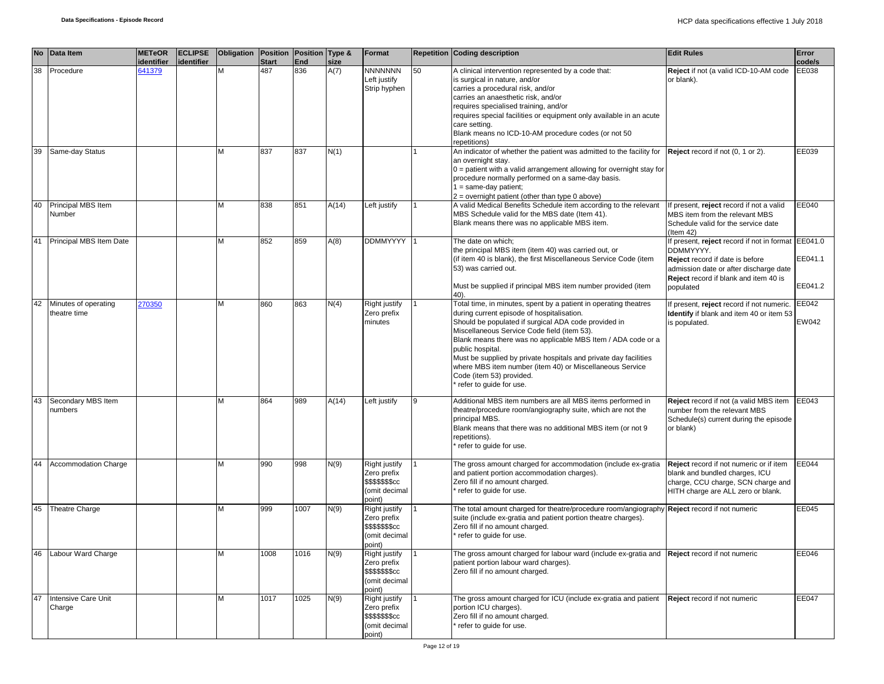| No | Data Item | METeOR identifier | ECLIPSE identifier | Obligation | Position Start | Position End | Type & size | Format | Repetition | Coding description | Edit Rules | Error code/s |
|---|---|---|---|---|---|---|---|---|---|---|---|---|
| 38 | Procedure | 641379 | | M | 487 | 836 | A(7) | NNNNNNN Left justify Strip hyphen | 50 | A clinical intervention represented by a code that: is surgical in nature, and/or carries a procedural risk, and/or carries an anaesthetic risk, and/or requires specialised training, and/or requires special facilities or equipment only available in an acute care setting. Blank means no ICD-10-AM procedure codes (or not 50 repetitions) | **Reject** if not (a valid ICD-10-AM code or blank). | EE038 |
| 39 | Same-day Status | | | M | 837 | 837 | N(1) | | 1 | An indicator of whether the patient was admitted to the facility for an overnight stay. 0 = patient with a valid arrangement allowing for overnight stay for procedure normally performed on a same-day basis. 1 = same-day patient; 2 = overnight patient (other than type 0 above) | **Reject** record if not (0, 1 or 2). | EE039 |
| 40 | Principal MBS Item Number | | | M | 838 | 851 | A(14) | Left justify | 1 | A valid Medical Benefits Schedule item according to the relevant MBS Schedule valid for the MBS date (Item 41). Blank means there was no applicable MBS item. | If present, **reject** record if not a valid MBS item from the relevant MBS Schedule valid for the service date (Item 42) | EE040 |
| 41 | Principal MBS Item Date | | | M | 852 | 859 | A(8) | DDMMYYYY | 1 | The date on which; the principal MBS item (item 40) was carried out, or (if item 40 is blank), the first Miscellaneous Service Code (item 53) was carried out. Must be supplied if principal MBS item number provided (item 40). | If present, **reject** record if not in format DDMMYYYY. **Reject** record if date is before admission date or after discharge date **Reject** record if blank and item 40 is populated | EE041.0 EE041.1 EE041.2 |
| 42 | Minutes of operating theatre time | 270350 | | M | 860 | 863 | N(4) | Right justify Zero prefix minutes | 1 | Total time, in minutes, spent by a patient in operating theatres during current episode of hospitalisation. Should be populated if surgical ADA code provided in Miscellaneous Service Code field (item 53). Blank means there was no applicable MBS Item / ADA code or a public hospital. Must be supplied by private hospitals and private day facilities where MBS item number (item 40) or Miscellaneous Service Code (item 53) provided. * refer to guide for use. | If present, **reject** record if not numeric. **Identify** if blank and item 40 or item 53 is populated. | EE042 EW042 |
| 43 | Secondary MBS Item numbers | | | M | 864 | 989 | A(14) | Left justify | 9 | Additional MBS item numbers are all MBS items performed in theatre/procedure room/angiography suite, which are not the principal MBS. Blank means that there was no additional MBS item (or not 9 repetitions). * refer to guide for use. | **Reject** record if not (a valid MBS item number from the relevant MBS Schedule(s) current during the episode or blank) | EE043 |
| 44 | Accommodation Charge | | | M | 990 | 998 | N(9) | Right justify Zero prefix $$$$$$$cc (omit decimal point) | 1 | The gross amount charged for accommodation (include ex-gratia and patient portion accommodation charges). Zero fill if no amount charged. * refer to guide for use. | **Reject** record if not numeric or if item blank and bundled charges, ICU charge, CCU charge, SCN charge and HITH charge are ALL zero or blank. | EE044 |
| 45 | Theatre Charge | | | M | 999 | 1007 | N(9) | Right justify Zero prefix $$$$$$$cc (omit decimal point) | 1 | The total amount charged for theatre/procedure room/angiography suite (include ex-gratia and patient portion theatre charges). Zero fill if no amount charged. * refer to guide for use. | **Reject** record if not numeric | EE045 |
| 46 | Labour Ward Charge | | | M | 1008 | 1016 | N(9) | Right justify Zero prefix $$$$$$$cc (omit decimal point) | 1 | The gross amount charged for labour ward (include ex-gratia and patient portion labour ward charges). Zero fill if no amount charged. | **Reject** record if not numeric | EE046 |
| 47 | Intensive Care Unit Charge | | | M | 1017 | 1025 | N(9) | Right justify Zero prefix $$$$$$$cc (omit decimal point) | 1 | The gross amount charged for ICU (include ex-gratia and patient portion ICU charges). Zero fill if no amount charged. * refer to guide for use. | **Reject** record if not numeric | EE047 |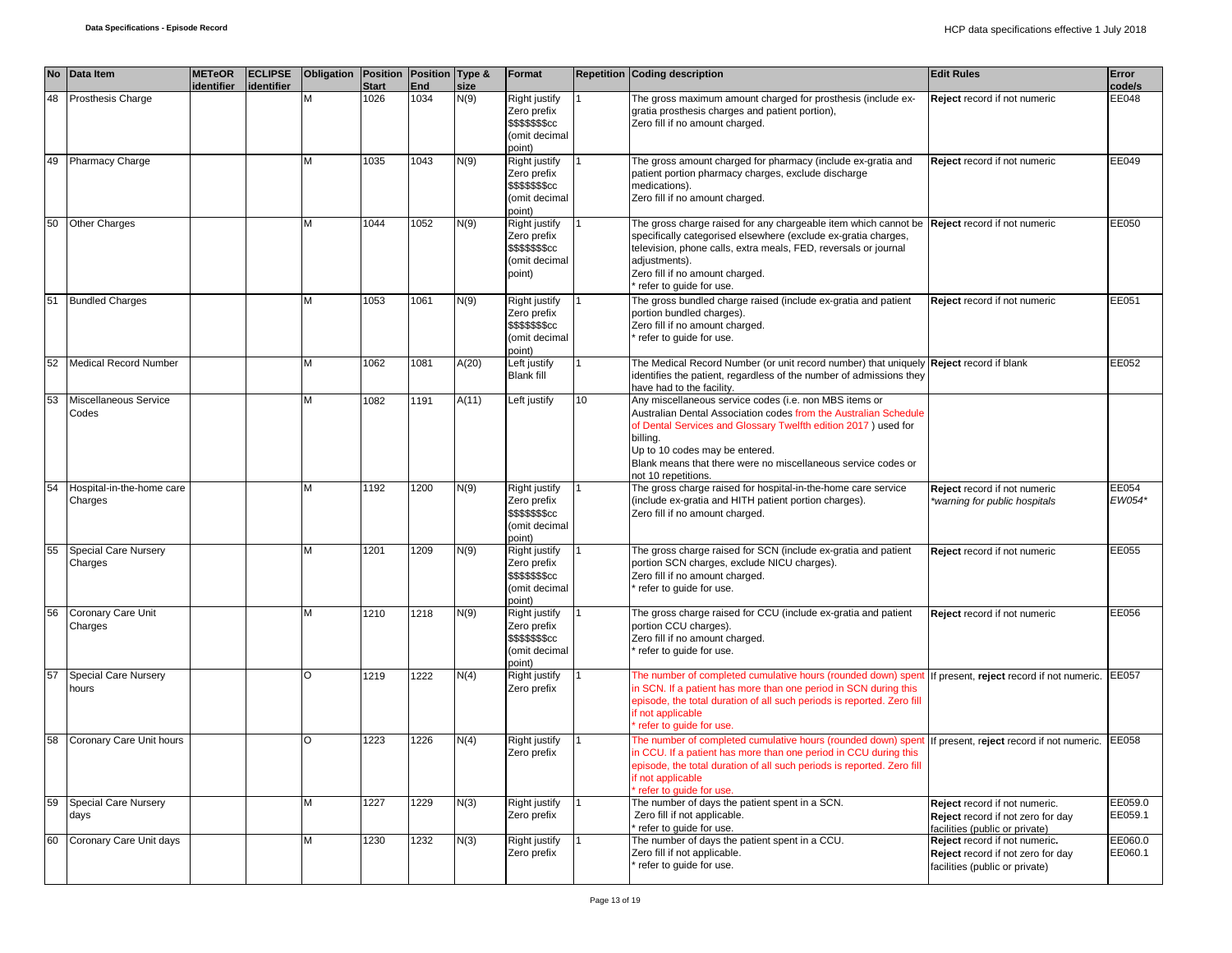| No | Data Item | METeOR identifier | ECLIPSE identifier | Obligation | Position Start | Position End | Type & size | Format | Repetition | Coding description | Edit Rules | Error code/s |
|---|---|---|---|---|---|---|---|---|---|---|---|---|
| 48 | Prosthesis Charge | | | M | 1026 | 1034 | N(9) | Right justify Zero prefix $$$$$$$cc (omit decimal point) | 1 | The gross maximum amount charged for prosthesis (include ex-gratia prosthesis charges and patient portion), Zero fill if no amount charged. | **Reject** record if not numeric | EE048 |
| 49 | Pharmacy Charge | | | M | 1035 | 1043 | N(9) | Right justify Zero prefix $$$$$$$cc (omit decimal point) | 1 | The gross amount charged for pharmacy (include ex-gratia and patient portion pharmacy charges, exclude discharge medications). Zero fill if no amount charged. | **Reject** record if not numeric | EE049 |
| 50 | Other Charges | | | M | 1044 | 1052 | N(9) | Right justify Zero prefix $$$$$$$cc (omit decimal point) | 1 | The gross charge raised for any chargeable item which cannot be specifically categorised elsewhere (exclude ex-gratia charges, television, phone calls, extra meals, FED, reversals or journal adjustments). Zero fill if no amount charged. * refer to guide for use. | **Reject** record if not numeric | EE050 |
| 51 | Bundled Charges | | | M | 1053 | 1061 | N(9) | Right justify Zero prefix $$$$$$$cc (omit decimal point) | 1 | The gross bundled charge raised (include ex-gratia and patient portion bundled charges). Zero fill if no amount charged. * refer to guide for use. | **Reject** record if not numeric | EE051 |
| 52 | Medical Record Number | | | M | 1062 | 1081 | A(20) | Left justify Blank fill | 1 | The Medical Record Number (or unit record number) that uniquely identifies the patient, regardless of the number of admissions they have had to the facility. | **Reject** record if blank | EE052 |
| 53 | Miscellaneous Service Codes | | | M | 1082 | 1191 | A(11) | Left justify | 10 | Any miscellaneous service codes (i.e. non MBS items or Australian Dental Association codes from the Australian Schedule of Dental Services and Glossary Twelfth edition 2017 ) used for billing. Up to 10 codes may be entered. Blank means that there were no miscellaneous service codes or not 10 repetitions. | | |
| 54 | Hospital-in-the-home care Charges | | | M | 1192 | 1200 | N(9) | Right justify Zero prefix $$$$$$$cc (omit decimal point) | 1 | The gross charge raised for hospital-in-the-home care service (include ex-gratia and HITH patient portion charges). Zero fill if no amount charged. | **Reject** record if not numeric *\*warning for public hospitals* | EE054 *EW054\** |
| 55 | Special Care Nursery Charges | | | M | 1201 | 1209 | N(9) | Right justify Zero prefix $$$$$$$cc (omit decimal point) | 1 | The gross charge raised for SCN (include ex-gratia and patient portion SCN charges, exclude NICU charges). Zero fill if no amount charged. * refer to guide for use. | **Reject** record if not numeric | EE055 |
| 56 | Coronary Care Unit Charges | | | M | 1210 | 1218 | N(9) | Right justify Zero prefix $$$$$$$cc (omit decimal point) | 1 | The gross charge raised for CCU (include ex-gratia and patient portion CCU charges). Zero fill if no amount charged. * refer to guide for use. | **Reject** record if not numeric | EE056 |
| 57 | Special Care Nursery hours | | | O | 1219 | 1222 | N(4) | Right justify Zero prefix | 1 | The number of completed cumulative hours (rounded down) spent in SCN. If a patient has more than one period in SCN during this episode, the total duration of all such periods is reported. Zero fill if not applicable * refer to guide for use. | If present, **reject** record if not numeric. | EE057 |
| 58 | Coronary Care Unit hours | | | O | 1223 | 1226 | N(4) | Right justify Zero prefix | 1 | The number of completed cumulative hours (rounded down) spent in CCU. If a patient has more than one period in CCU during this episode, the total duration of all such periods is reported. Zero fill if not applicable * refer to guide for use. | If present, r**eject** record if not numeric. | EE058 |
| 59 | Special Care Nursery days | | | M | 1227 | 1229 | N(3) | Right justify Zero prefix | 1 | The number of days the patient spent in a SCN. Zero fill if not applicable. * refer to guide for use. | **Reject** record if not numeric. **Reject** record if not zero for day facilities (public or private) | EE059.0 EE059.1 |
| 60 | Coronary Care Unit days | | | M | 1230 | 1232 | N(3) | Right justify Zero prefix | 1 | The number of days the patient spent in a CCU. Zero fill if not applicable. * refer to guide for use. | **Reject** record if not numeric**.** **Reject** record if not zero for day facilities (public or private) | EE060.0 EE060.1 |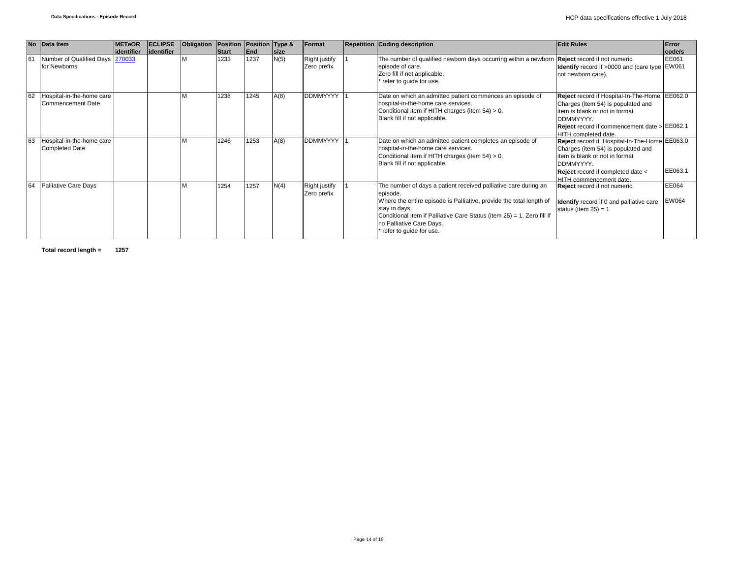| No | Data Item | METeOR identifier | ECLIPSE identifier | Obligation | Position Start | Position End | Type & size | Format | Repetition | Coding description | Edit Rules | Error code/s |
|---|---|---|---|---|---|---|---|---|---|---|---|---|
| 61 | Number of Qualified Days for Newborns | 270033 | | M | 1233 | 1237 | N(5) | Right justify Zero prefix | 1 | The number of qualified newborn days occurring within a newborn episode of care.<br>Zero fill if not applicable.<br>* refer to guide for use. | **Reject** record if not numeric.<br>**Identify** record if >0000 and (care type not newborn care). | EE061<br>EW061 |
| 62 | Hospital-in-the-home care Commencement Date | | | M | 1238 | 1245 | A(8) | DDMMYYYY | 1 | Date on which an admitted patient commences an episode of hospital-in-the-home care services.<br>Conditional item if HITH charges (item 54) > 0.<br>Blank fill if not applicable. | **Reject** record if Hospital-In-The-Home Charges (item 54) is populated and item is blank or not in format DDMMYYYY.<br>**Reject** record if commencement date > HITH completed date. | EE062.0<br>EE062.1 |
| 63 | Hospital-in-the-home care Completed Date | | | M | 1246 | 1253 | A(8) | DDMMYYYY | 1 | Date on which an admitted patient completes an episode of hospital-in-the-home care services.<br>Conditional item if HITH charges (item 54) > 0.<br>Blank fill if not applicable. | **Reject** record if Hospital-In-The-Home Charges (item 54) is populated and item is blank or not in format DDMMYYYY.<br>**Reject** record if completed date < HITH commencement date. | EE063.0<br>EE063.1 |
| 64 | Palliative Care Days | | | M | 1254 | 1257 | N(4) | Right justify Zero prefix | 1 | The number of days a patient received palliative care during an episode.<br>Where the entire episode is Palliative, provide the total length of stay in days.<br>Conditional item if Palliative Care Status (item 25) = 1. Zero fill if no Palliative Care Days.<br>* refer to guide for use. | **Reject** record if not numeric.<br>**Identify** record if 0 and palliative care status (item 25) = 1 | EE064<br>EW064 |

**Total record length = 1257**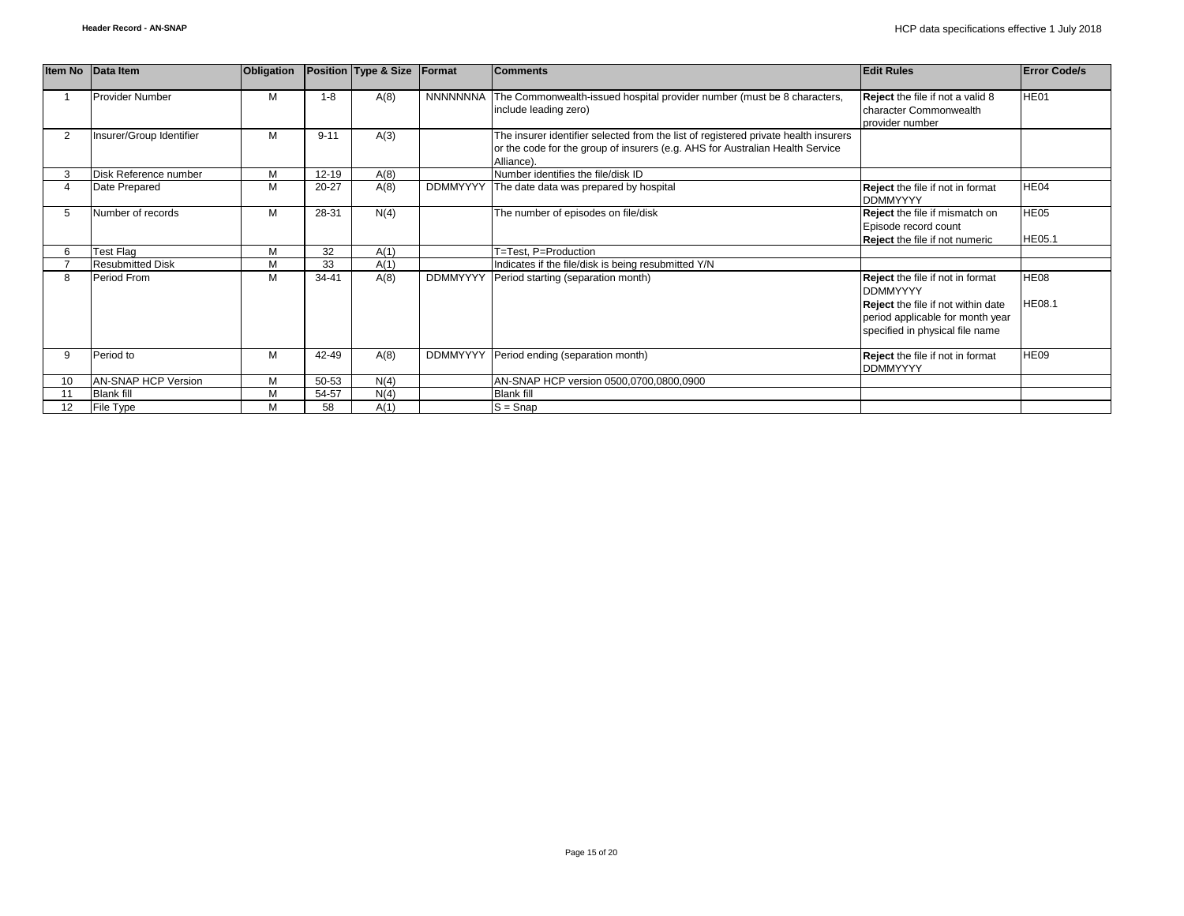| Item No | Data Item | Obligation | Position | Type & Size | Format | Comments | Edit Rules | Error Code/s |
|---|---|---|---|---|---|---|---|---|
| 1 | Provider Number | M | 1-8 | A(8) | NNNNNNNA | The Commonwealth-issued hospital provider number (must be 8 characters, include leading zero) | **Reject** the file if not a valid 8 character Commonwealth provider number | HE01 |
| 2 | Insurer/Group Identifier | M | 9-11 | A(3) | | The insurer identifier selected from the list of registered private health insurers or the code for the group of insurers (e.g. AHS for Australian Health Service Alliance). | | |
| 3 | Disk Reference number | M | 12-19 | A(8) | | Number identifies the file/disk ID | | |
| 4 | Date Prepared | M | 20-27 | A(8) | DDMMYYYY | The date data was prepared by hospital | **Reject** the file if not in format DDMMYYYY | HE04 |
| 5 | Number of records | M | 28-31 | N(4) | | The number of episodes on file/disk | **Reject** the file if mismatch on Episode record count<br>**Reject** the file if not numeric | HE05<br>HE05.1 |
| 6 | Test Flag | M | 32 | A(1) | | T=Test, P=Production | | |
| 7 | Resubmitted Disk | M | 33 | A(1) | | Indicates if the file/disk is being resubmitted Y/N | | |
| 8 | Period From | M | 34-41 | A(8) | DDMMYYYY | Period starting (separation month) | **Reject** the file if not in format DDMMYYYY<br>**Reject** the file if not within date period applicable for month year specified in physical file name | HE08<br>HE08.1 |
| 9 | Period to | M | 42-49 | A(8) | DDMMYYYY | Period ending (separation month) | **Reject** the file if not in format DDMMYYYY | HE09 |
| 10 | AN-SNAP HCP Version | M | 50-53 | N(4) | | AN-SNAP HCP version 0500,0700,0800,0900 | | |
| 11 | Blank fill | M | 54-57 | N(4) | | Blank fill | | |
| 12 | File Type | M | 58 | A(1) | | S = Snap | | |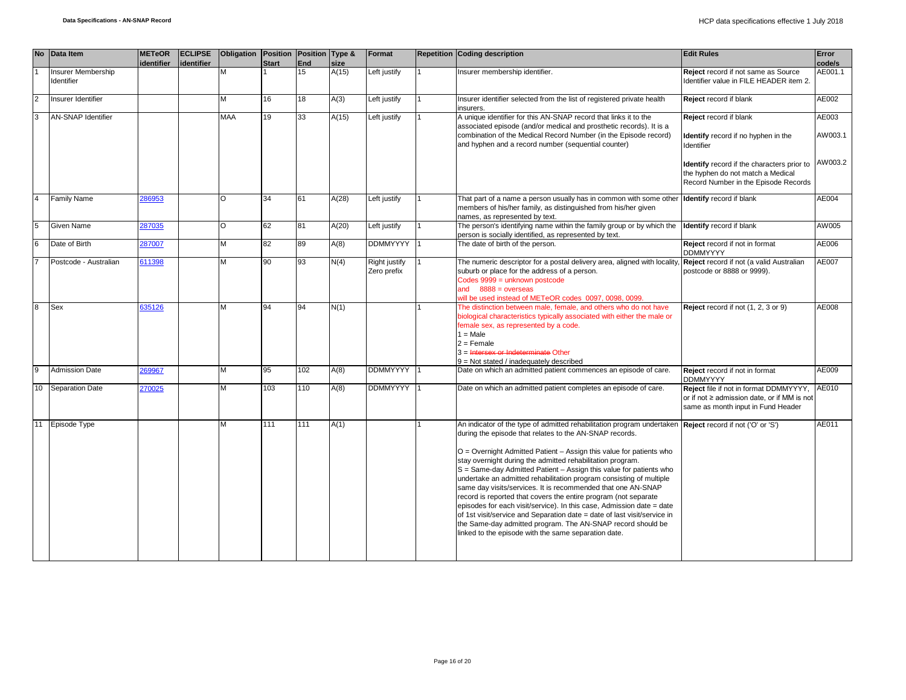| No | Data Item | METeOR identifier | ECLIPSE identifier | Obligation | Position Start | Position End | Type & size | Format | Repetition | Coding description | Edit Rules | Error code/s |
|---|---|---|---|---|---|---|---|---|---|---|---|---|
| 1 | Insurer Membership Identifier | | | M | 1 | 15 | A(15) | Left justify | 1 | Insurer membership identifier. | **Reject** record if not same as Source Identifier value in FILE HEADER item 2. | AE001.1 |
| 2 | Insurer Identifier | | | M | 16 | 18 | A(3) | Left justify | 1 | Insurer identifier selected from the list of registered private health insurers. | **Reject** record if blank | AE002 |
| 3 | AN-SNAP Identifier | | | MAA | 19 | 33 | A(15) | Left justify | 1 | A unique identifier for this AN-SNAP record that links it to the associated episode (and/or medical and prosthetic records). It is a combination of the Medical Record Number (in the Episode record) and hyphen and a record number (sequential counter) | **Reject** record if blank<br><br>**Identify** record if no hyphen in the Identifier<br><br>**Identify** record if the characters prior to the hyphen do not match a Medical Record Number in the Episode Records | AE003<br><br>AW003.1<br><br>AW003.2 |
| 4 | Family Name | 286953 | | O | 34 | 61 | A(28) | Left justify | 1 | That part of a name a person usually has in common with some other members of his/her family, as distinguished from his/her given names, as represented by text. | **Identify** record if blank | AE004 |
| 5 | Given Name | 287035 | | O | 62 | 81 | A(20) | Left justify | 1 | The person's identifying name within the family group or by which the person is socially identified, as represented by text. | **Identify** record if blank | AW005 |
| 6 | Date of Birth | 287007 | | M | 82 | 89 | A(8) | DDMMYYYY | 1 | The date of birth of the person. | **Reject** record if not in format DDMMYYYY | AE006 |
| 7 | Postcode - Australian | 611398 | | M | 90 | 93 | N(4) | Right justify Zero prefix | 1 | The numeric descriptor for a postal delivery area, aligned with locality, suburb or place for the address of a person.<br>Codes 9999 = unknown postcode<br>and 8888 = overseas<br>will be used instead of METeOR codes 0097, 0098, 0099. | **Reject** record if not (a valid Australian postcode or 8888 or 9999). | AE007 |
| 8 | Sex | 635126 | | M | 94 | 94 | N(1) | | 1 | The distinction between male, female, and others who do not have biological characteristics typically associated with either the male or female sex, as represented by a code.<br>1 = Male<br>2 = Female<br>3 = ~~Intersex or Indeterminate~~ Other<br>9 = Not stated / inadequately described | **Reject** record if not (1, 2, 3 or 9) | AE008 |
| 9 | Admission Date | 269967 | | M | 95 | 102 | A(8) | DDMMYYYY | 1 | Date on which an admitted patient commences an episode of care. | **Reject** record if not in format DDMMYYYY | AE009 |
| 10 | Separation Date | 270025 | | M | 103 | 110 | A(8) | DDMMYYYY | 1 | Date on which an admitted patient completes an episode of care. | **Reject** file if not in format DDMMYYYY, or if not ≥ admission date, or if MM is not same as month input in Fund Header | AE010 |
| 11 | Episode Type | | | M | 111 | 111 | A(1) | | 1 | An indicator of the type of admitted rehabilitation program undertaken during the episode that relates to the AN-SNAP records.<br><br>O = Overnight Admitted Patient – Assign this value for patients who stay overnight during the admitted rehabilitation program.<br>S = Same-day Admitted Patient – Assign this value for patients who undertake an admitted rehabilitation program consisting of multiple same day visits/services. It is recommended that one AN-SNAP record is reported that covers the entire program (not separate episodes for each visit/service). In this case, Admission date = date of 1st visit/service and Separation date = date of last visit/service in the Same-day admitted program. The AN-SNAP record should be linked to the episode with the same separation date. | **Reject** record if not ('O' or 'S') | AE011 |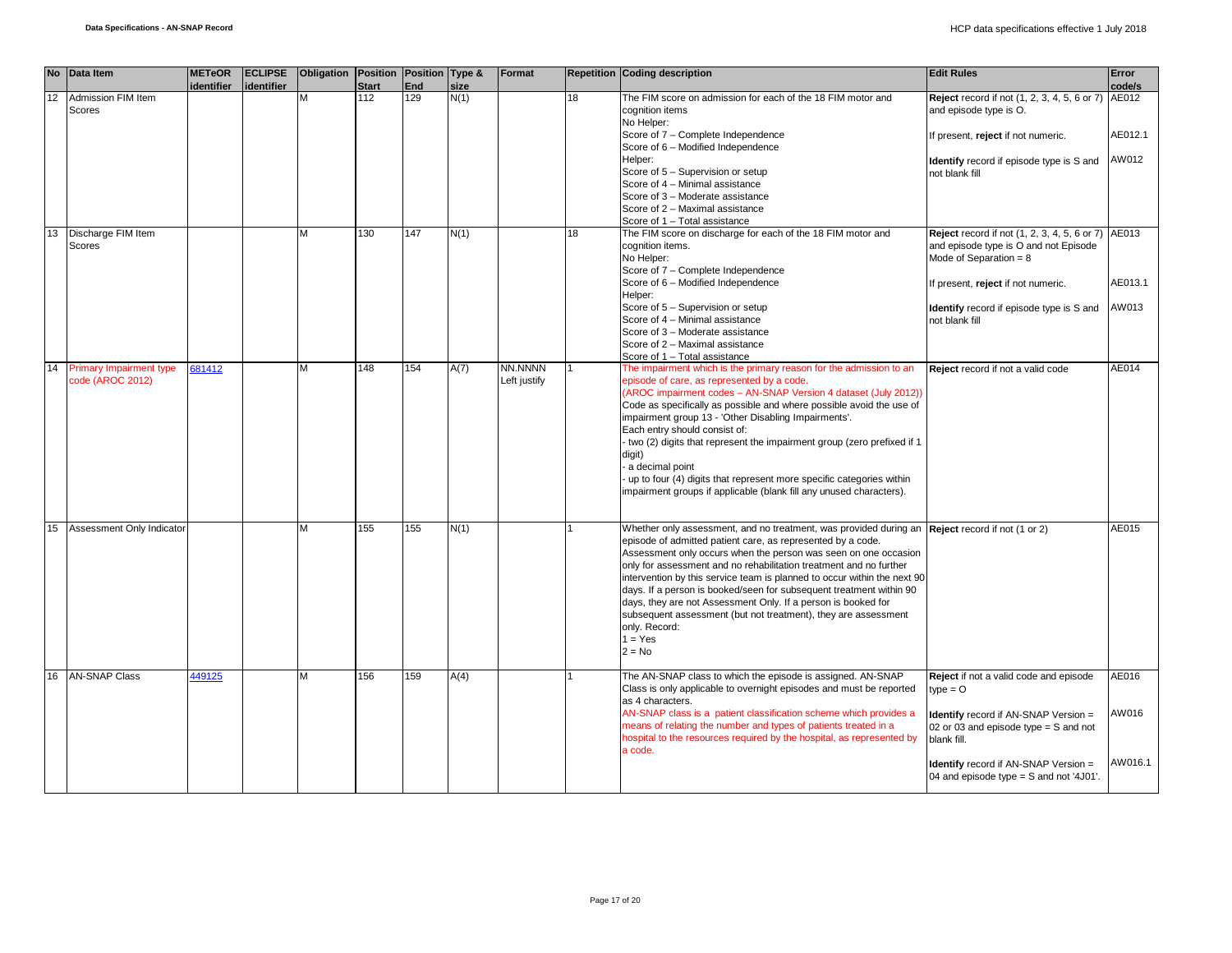| No | Data Item | METeOR identifier | ECLIPSE identifier | Obligation | Position Start | Position End | Type & size | Format | Repetition | Coding description | Edit Rules | Error code/s |
|---|---|---|---|---|---|---|---|---|---|---|---|---|
| 12 | Admission FIM Item Scores | | | M | 112 | 129 | N(1) | | 18 | The FIM score on admission for each of the 18 FIM motor and cognition items<br>No Helper:<br>Score of 7 – Complete Independence<br>Score of 6 – Modified Independence<br>Helper:<br>Score of 5 – Supervision or setup<br>Score of 4 – Minimal assistance<br>Score of 3 – Moderate assistance<br>Score of 2 – Maximal assistance<br>Score of 1 – Total assistance | **Reject** record if not (1, 2, 3, 4, 5, 6 or 7) and episode type is O.<br><br>If present, **reject** if not numeric.<br><br>**Identify** record if episode type is S and not blank fill | AE012<br><br>AE012.1<br><br>AW012 |
| 13 | Discharge FIM Item Scores | | | M | 130 | 147 | N(1) | | 18 | The FIM score on discharge for each of the 18 FIM motor and cognition items.<br>No Helper:<br>Score of 7 – Complete Independence<br>Score of 6 – Modified Independence<br>Helper:<br>Score of 5 – Supervision or setup<br>Score of 4 – Minimal assistance<br>Score of 3 – Moderate assistance<br>Score of 2 – Maximal assistance<br>Score of 1 – Total assistance | **Reject** record if not (1, 2, 3, 4, 5, 6 or 7) and episode type is O and not Episode Mode of Separation = 8<br><br>If present, **reject** if not numeric.<br><br>**Identify** record if episode type is S and not blank fill | AE013<br><br>AE013.1<br><br>AW013 |
| 14 | Primary Impairment type code (AROC 2012) | 681412 | | M | 148 | 154 | A(7) | NN.NNNN Left justify | 1 | The impairment which is the primary reason for the admission to an episode of care, as represented by a code.<br>(AROC impairment codes – AN-SNAP Version 4 dataset (July 2012))<br>Code as specifically as possible and where possible avoid the use of impairment group 13 - 'Other Disabling Impairments'.<br>Each entry should consist of:<br>- two (2) digits that represent the impairment group (zero prefixed if 1 digit)<br>- a decimal point<br>- up to four (4) digits that represent more specific categories within impairment groups if applicable (blank fill any unused characters). | **Reject** record if not a valid code | AE014 |
| 15 | Assessment Only Indicator | | | M | 155 | 155 | N(1) | | 1 | Whether only assessment, and no treatment, was provided during an episode of admitted patient care, as represented by a code.<br>Assessment only occurs when the person was seen on one occasion only for assessment and no rehabilitation treatment and no further intervention by this service team is planned to occur within the next 90 days. If a person is booked/seen for subsequent treatment within 90 days, they are not Assessment Only. If a person is booked for subsequent assessment (but not treatment), they are assessment only. Record:<br>1 = Yes<br>2 = No | **Reject** record if not (1 or 2) | AE015 |
| 16 | AN-SNAP Class | 449125 | | M | 156 | 159 | A(4) | | 1 | The AN-SNAP class to which the episode is assigned. AN-SNAP Class is only applicable to overnight episodes and must be reported as 4 characters.<br>AN-SNAP class is a patient classification scheme which provides a means of relating the number and types of patients treated in a hospital to the resources required by the hospital, as represented by a code. | **Reject** if not a valid code and episode type = O<br><br>**Identify** record if AN-SNAP Version = 02 or 03 and episode type = S and not blank fill.<br><br>**Identify** record if AN-SNAP Version = 04 and episode type = S and not '4J01'. | AE016<br><br>AW016<br><br>AW016.1 |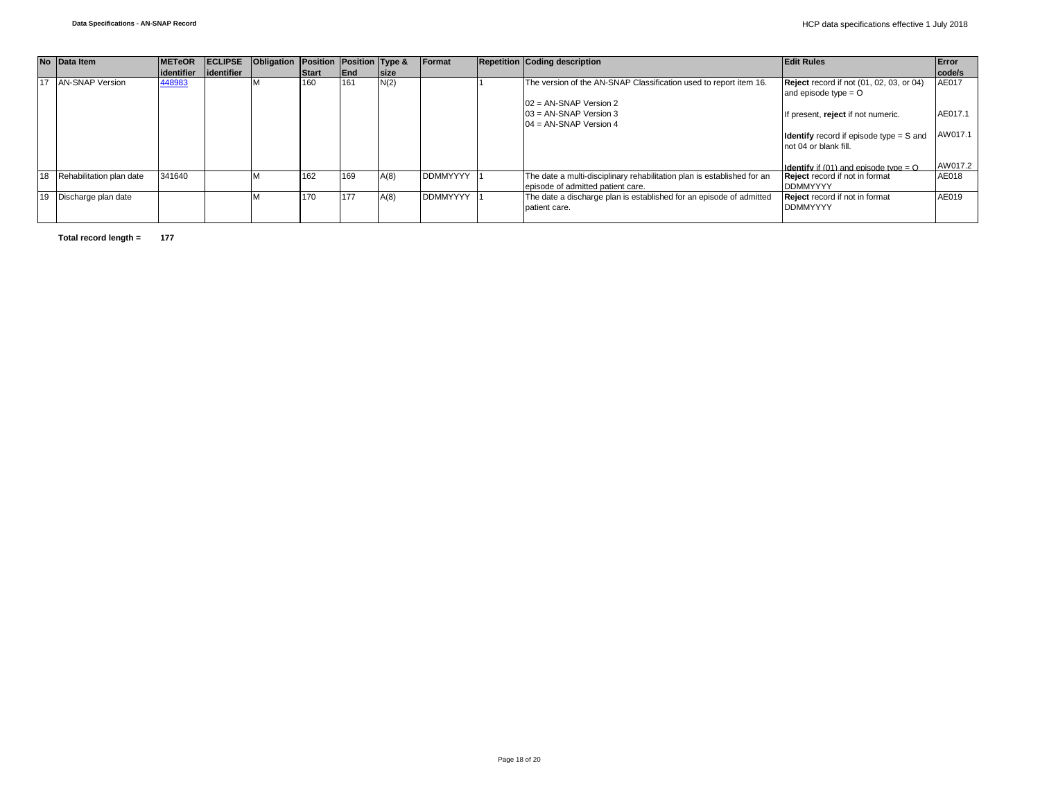| No | Data Item | METeOR identifier | ECLIPSE identifier | Obligation | Position Start | Position End | Type & size | Format | Repetition | Coding description | Edit Rules | Error code/s |
|---|---|---|---|---|---|---|---|---|---|---|---|---|
| 17 | AN-SNAP Version | 448983 | | M | 160 | 161 | N(2) | | 1 | The version of the AN-SNAP Classification used to report item 16.<br><br>02 = AN-SNAP Version 2<br>03 = AN-SNAP Version 3<br>04 = AN-SNAP Version 4 | **Reject** record if not (01, 02, 03, or 04) and episode type = O<br><br>If present, **reject** if not numeric.<br><br>**Identify** record if episode type = S and not 04 or blank fill.<br><br>**Identify** if (01) and episode type = O | AE017<br><br>AE017.1<br><br>AW017.1<br><br>AW017.2 |
| 18 | Rehabilitation plan date | 341640 | | M | 162 | 169 | A(8) | DDMMYYYY | 1 | The date a multi-disciplinary rehabilitation plan is established for an episode of admitted patient care. | **Reject** record if not in format DDMMYYYY | AE018 |
| 19 | Discharge plan date | | | M | 170 | 177 | A(8) | DDMMYYYY | 1 | The date a discharge plan is established for an episode of admitted patient care. | **Reject** record if not in format DDMMYYYY | AE019 |

**Total record length = 177**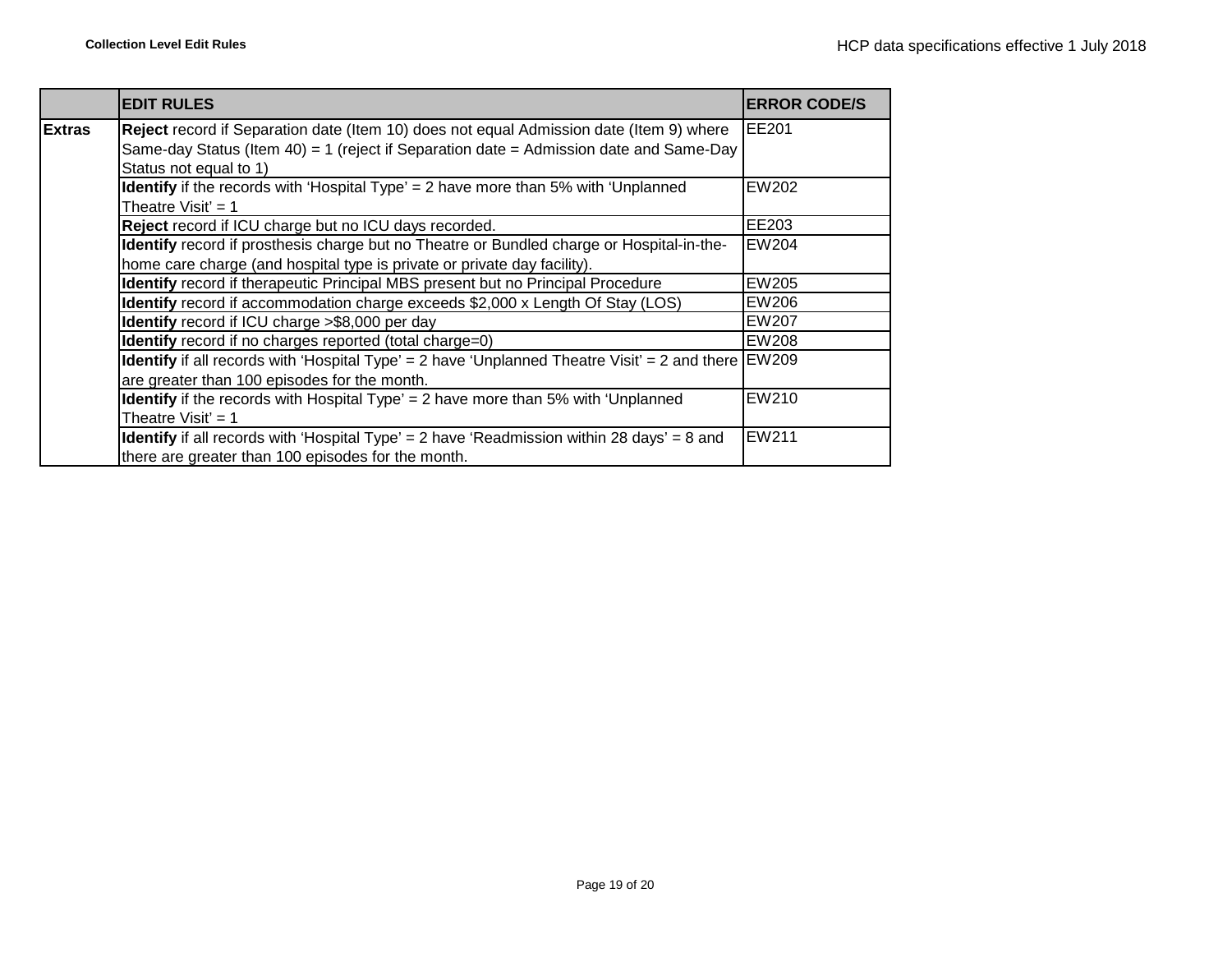| | EDIT RULES | ERROR CODE/S |
|---|---|---|
| **Extras** | **Reject** record if Separation date (Item 10) does not equal Admission date (Item 9) where Same-day Status (Item 40) = 1 (reject if Separation date = Admission date and Same-Day Status not equal to 1) | EE201 |
| | **Identify** if the records with 'Hospital Type' = 2 have more than 5% with 'Unplanned Theatre Visit' = 1 | EW202 |
| | **Reject** record if ICU charge but no ICU days recorded. | EE203 |
| | **Identify** record if prosthesis charge but no Theatre or Bundled charge or Hospital-in-the-home care charge (and hospital type is private or private day facility). | EW204 |
| | **Identify** record if therapeutic Principal MBS present but no Principal Procedure | EW205 |
| | **Identify** record if accommodation charge exceeds $2,000 x Length Of Stay (LOS) | EW206 |
| | **Identify** record if ICU charge >$8,000 per day | EW207 |
| | **Identify** record if no charges reported (total charge=0) | EW208 |
| | **Identify** if all records with 'Hospital Type' = 2 have 'Unplanned Theatre Visit' = 2 and there are greater than 100 episodes for the month. | EW209 |
| | **Identify** if the records with Hospital Type' = 2 have more than 5% with 'Unplanned Theatre Visit' = 1 | EW210 |
| | **Identify** if all records with 'Hospital Type' = 2 have 'Readmission within 28 days' = 8 and there are greater than 100 episodes for the month. | EW211 |